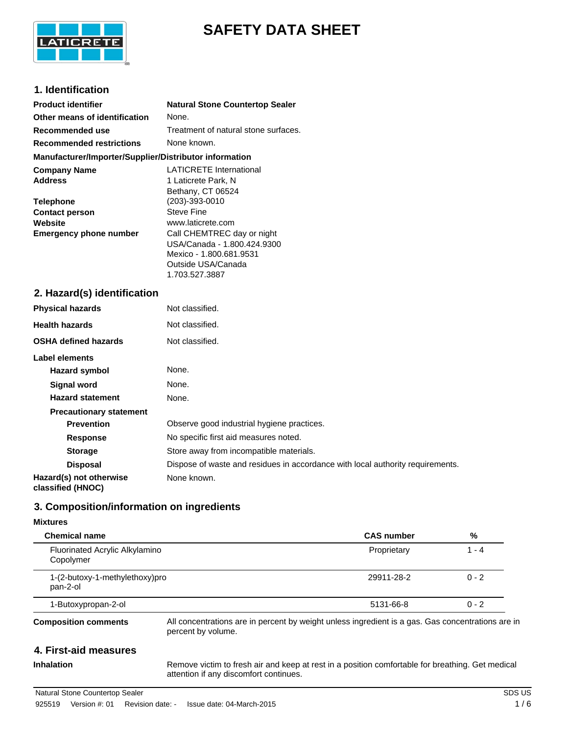# SAFETY DATA SHEET

## 1. Identification

| | |
|---|---|
| **Product identifier** | **Natural Stone Countertop Sealer** |
| **Other means of identification** | None. |
| **Recommended use** | Treatment of natural stone surfaces. |
| **Recommended restrictions** | None known. |

**Manufacturer/Importer/Supplier/Distributor information**

| | |
|---|---|
| **Company Name** | LATICRETE International |
| **Address** | 1 Laticrete Park, N<br>Bethany, CT 06524 |
| **Telephone** | (203)-393-0010 |
| **Contact person** | Steve Fine |
| **Website** | www.laticrete.com |
| **Emergency phone number** | Call CHEMTREC day or night<br>USA/Canada - 1.800.424.9300<br>Mexico - 1.800.681.9531<br>Outside USA/Canada<br>1.703.527.3887 |

## 2. Hazard(s) identification

| | |
|---|---|
| **Physical hazards** | Not classified. |
| **Health hazards** | Not classified. |
| **OSHA defined hazards** | Not classified. |

**Label elements**

| | |
|---|---|
| **Hazard symbol** | None. |
| **Signal word** | None. |
| **Hazard statement** | None. |

**Precautionary statement**

| | |
|---|---|
| **Prevention** | Observe good industrial hygiene practices. |
| **Response** | No specific first aid measures noted. |
| **Storage** | Store away from incompatible materials. |
| **Disposal** | Dispose of waste and residues in accordance with local authority requirements. |
| **Hazard(s) not otherwise classified (HNOC)** | None known. |

## 3. Composition/information on ingredients

**Mixtures**

| Chemical name | CAS number | % |
|---|---|---|
| Fluorinated Acrylic Alkylamino Copolymer | Proprietary | 1 - 4 |
| 1-(2-butoxy-1-methylethoxy)propan-2-ol | 29911-28-2 | 0 - 2 |
| 1-Butoxypropan-2-ol | 5131-66-8 | 0 - 2 |

**Composition comments** All concentrations are in percent by weight unless ingredient is a gas. Gas concentrations are in percent by volume.

## 4. First-aid measures

**Inhalation** Remove victim to fresh air and keep at rest in a position comfortable for breathing. Get medical attention if any discomfort continues.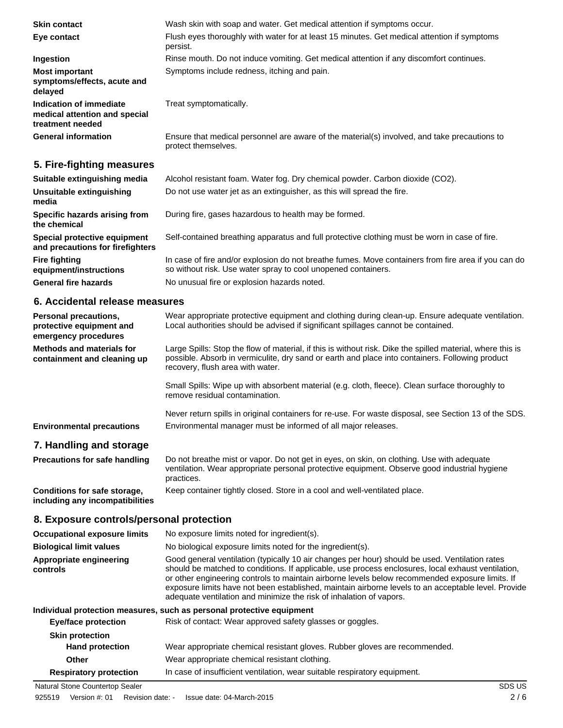**Skin contact** Wash skin with soap and water. Get medical attention if symptoms occur.

**Eye contact** Flush eyes thoroughly with water for at least 15 minutes. Get medical attention if symptoms persist.

**Ingestion** Rinse mouth. Do not induce vomiting. Get medical attention if any discomfort continues.

**Most important symptoms/effects, acute and delayed** Symptoms include redness, itching and pain.

**Indication of immediate medical attention and special treatment needed** Treat symptomatically.

**General information** Ensure that medical personnel are aware of the material(s) involved, and take precautions to protect themselves.

## 5. Fire-fighting measures

**Suitable extinguishing media** Alcohol resistant foam. Water fog. Dry chemical powder. Carbon dioxide ($CO_2$).

**Unsuitable extinguishing media** Do not use water jet as an extinguisher, as this will spread the fire.

**Specific hazards arising from the chemical** During fire, gases hazardous to health may be formed.

**Special protective equipment and precautions for firefighters** Self-contained breathing apparatus and full protective clothing must be worn in case of fire.

**Fire fighting equipment/instructions** In case of fire and/or explosion do not breathe fumes. Move containers from fire area if you can do so without risk. Use water spray to cool unopened containers.

**General fire hazards** No unusual fire or explosion hazards noted.

## 6. Accidental release measures

**Personal precautions, protective equipment and emergency procedures** Wear appropriate protective equipment and clothing during clean-up. Ensure adequate ventilation. Local authorities should be advised if significant spillages cannot be contained.

**Methods and materials for containment and cleaning up** Large Spills: Stop the flow of material, if this is without risk. Dike the spilled material, where this is possible. Absorb in vermiculite, dry sand or earth and place into containers. Following product recovery, flush area with water.

Small Spills: Wipe up with absorbent material (e.g. cloth, fleece). Clean surface thoroughly to remove residual contamination.

Never return spills in original containers for re-use. For waste disposal, see Section 13 of the SDS.

**Environmental precautions** Environmental manager must be informed of all major releases.

## 7. Handling and storage

**Precautions for safe handling** Do not breathe mist or vapor. Do not get in eyes, on skin, on clothing. Use with adequate ventilation. Wear appropriate personal protective equipment. Observe good industrial hygiene practices.

**Conditions for safe storage, including any incompatibilities** Keep container tightly closed. Store in a cool and well-ventilated place.

## 8. Exposure controls/personal protection

**Occupational exposure limits** No exposure limits noted for ingredient(s).

**Biological limit values** No biological exposure limits noted for the ingredient(s).

**Appropriate engineering controls** Good general ventilation (typically 10 air changes per hour) should be used. Ventilation rates should be matched to conditions. If applicable, use process enclosures, local exhaust ventilation, or other engineering controls to maintain airborne levels below recommended exposure limits. If exposure limits have not been established, maintain airborne levels to an acceptable level. Provide adequate ventilation and minimize the risk of inhalation of vapors.

**Individual protection measures, such as personal protective equipment**

**Eye/face protection** Risk of contact: Wear approved safety glasses or goggles.

**Skin protection**

**Hand protection** Wear appropriate chemical resistant gloves. Rubber gloves are recommended.

**Other** Wear appropriate chemical resistant clothing.

**Respiratory protection** In case of insufficient ventilation, wear suitable respiratory equipment.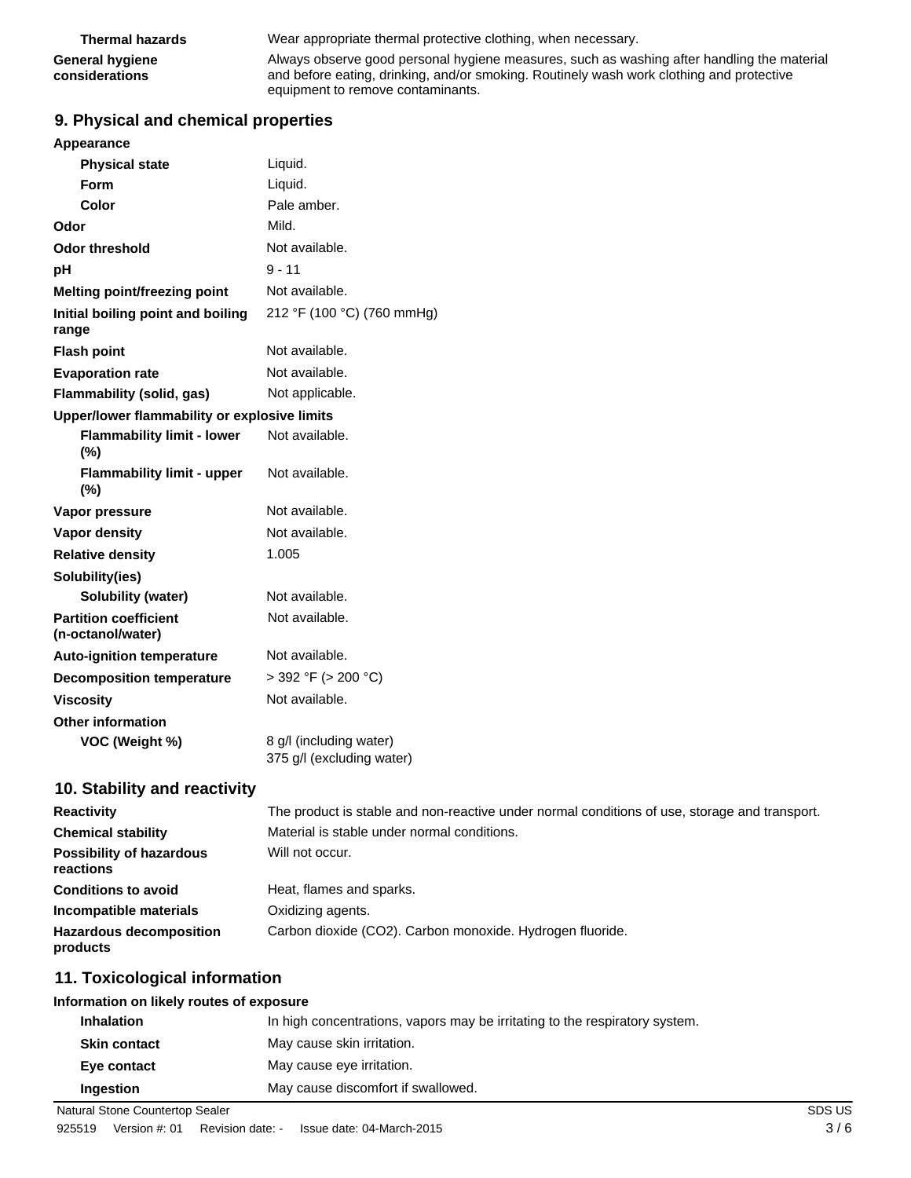| | |
|---|---|
| **Thermal hazards** | Wear appropriate thermal protective clothing, when necessary. |
| **General hygiene considerations** | Always observe good personal hygiene measures, such as washing after handling the material and before eating, drinking, and/or smoking. Routinely wash work clothing and protective equipment to remove contaminants. |

## 9. Physical and chemical properties

| | |
|---|---|
| **Appearance** | |
| **Physical state** | Liquid. |
| **Form** | Liquid. |
| **Color** | Pale amber. |
| **Odor** | Mild. |
| **Odor threshold** | Not available. |
| **pH** | 9 - 11 |
| **Melting point/freezing point** | Not available. |
| **Initial boiling point and boiling range** | 212 °F (100 °C) (760 mmHg) |
| **Flash point** | Not available. |
| **Evaporation rate** | Not available. |
| **Flammability (solid, gas)** | Not applicable. |
| **Upper/lower flammability or explosive limits** | |
| **Flammability limit - lower (%)** | Not available. |
| **Flammability limit - upper (%)** | Not available. |
| **Vapor pressure** | Not available. |
| **Vapor density** | Not available. |
| **Relative density** | 1.005 |
| **Solubility(ies)** | |
| **Solubility (water)** | Not available. |
| **Partition coefficient (n-octanol/water)** | Not available. |
| **Auto-ignition temperature** | Not available. |
| **Decomposition temperature** | > 392 °F (> 200 °C) |
| **Viscosity** | Not available. |
| **Other information** | |
| **VOC (Weight %)** | 8 g/l (including water)<br>375 g/l (excluding water) |

## 10. Stability and reactivity

| | |
|---|---|
| **Reactivity** | The product is stable and non-reactive under normal conditions of use, storage and transport. |
| **Chemical stability** | Material is stable under normal conditions. |
| **Possibility of hazardous reactions** | Will not occur. |
| **Conditions to avoid** | Heat, flames and sparks. |
| **Incompatible materials** | Oxidizing agents. |
| **Hazardous decomposition products** | Carbon dioxide ($CO_2$). Carbon monoxide. Hydrogen fluoride. |

## 11. Toxicological information

**Information on likely routes of exposure**

| | |
|---|---|
| **Inhalation** | In high concentrations, vapors may be irritating to the respiratory system. |
| **Skin contact** | May cause skin irritation. |
| **Eye contact** | May cause eye irritation. |
| **Ingestion** | May cause discomfort if swallowed. |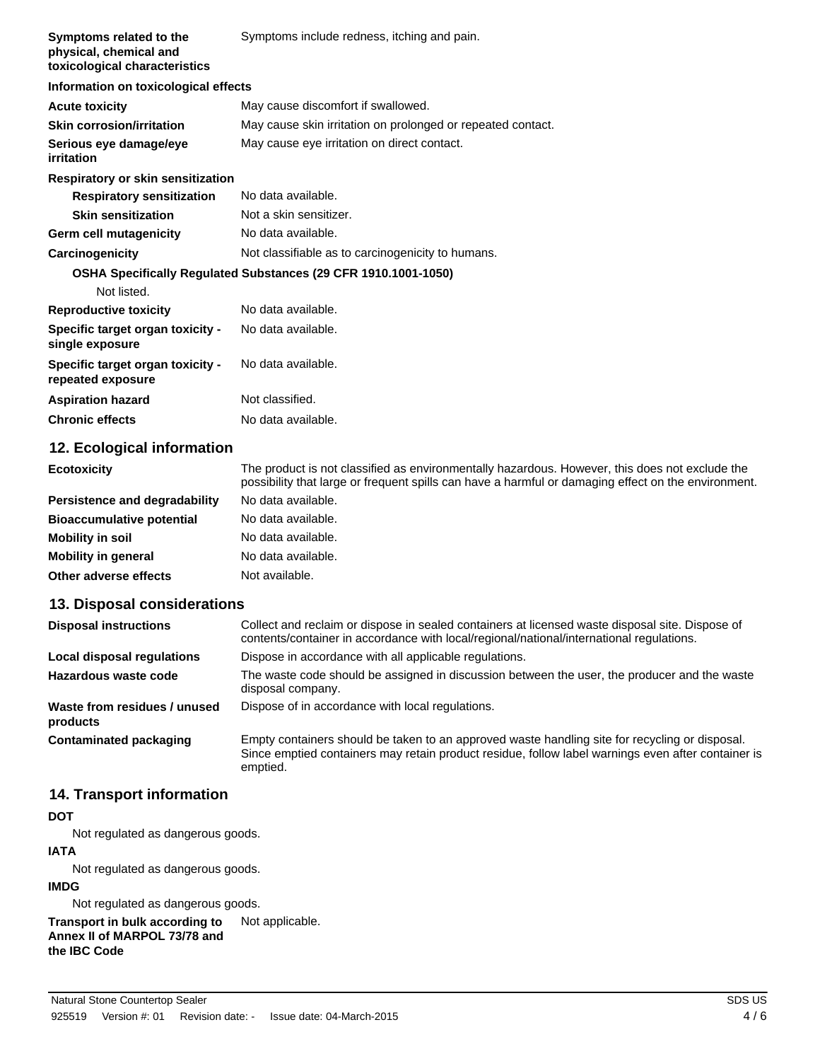**Symptoms related to the physical, chemical and toxicological characteristics** Symptoms include redness, itching and pain.

**Information on toxicological effects**

| | |
|---|---|
| **Acute toxicity** | May cause discomfort if swallowed. |
| **Skin corrosion/irritation** | May cause skin irritation on prolonged or repeated contact. |
| **Serious eye damage/eye irritation** | May cause eye irritation on direct contact. |

**Respiratory or skin sensitization**

| | |
|---|---|
| **Respiratory sensitization** | No data available. |
| **Skin sensitization** | Not a skin sensitizer. |
| **Germ cell mutagenicity** | No data available. |
| **Carcinogenicity** | Not classifiable as to carcinogenicity to humans. |

**OSHA Specifically Regulated Substances (29 CFR 1910.1001-1050)**

Not listed.

| | |
|---|---|
| **Reproductive toxicity** | No data available. |
| **Specific target organ toxicity - single exposure** | No data available. |
| **Specific target organ toxicity - repeated exposure** | No data available. |
| **Aspiration hazard** | Not classified. |
| **Chronic effects** | No data available. |

## 12. Ecological information

| | |
|---|---|
| **Ecotoxicity** | The product is not classified as environmentally hazardous. However, this does not exclude the possibility that large or frequent spills can have a harmful or damaging effect on the environment. |
| **Persistence and degradability** | No data available. |
| **Bioaccumulative potential** | No data available. |
| **Mobility in soil** | No data available. |
| **Mobility in general** | No data available. |
| **Other adverse effects** | Not available. |

## 13. Disposal considerations

| | |
|---|---|
| **Disposal instructions** | Collect and reclaim or dispose in sealed containers at licensed waste disposal site. Dispose of contents/container in accordance with local/regional/national/international regulations. |
| **Local disposal regulations** | Dispose in accordance with all applicable regulations. |
| **Hazardous waste code** | The waste code should be assigned in discussion between the user, the producer and the waste disposal company. |
| **Waste from residues / unused products** | Dispose of in accordance with local regulations. |
| **Contaminated packaging** | Empty containers should be taken to an approved waste handling site for recycling or disposal. Since emptied containers may retain product residue, follow label warnings even after container is emptied. |

## 14. Transport information

**DOT**

Not regulated as dangerous goods.

**IATA**

Not regulated as dangerous goods.

**IMDG**

Not regulated as dangerous goods.

**Transport in bulk according to Annex II of MARPOL 73/78 and the IBC Code** Not applicable.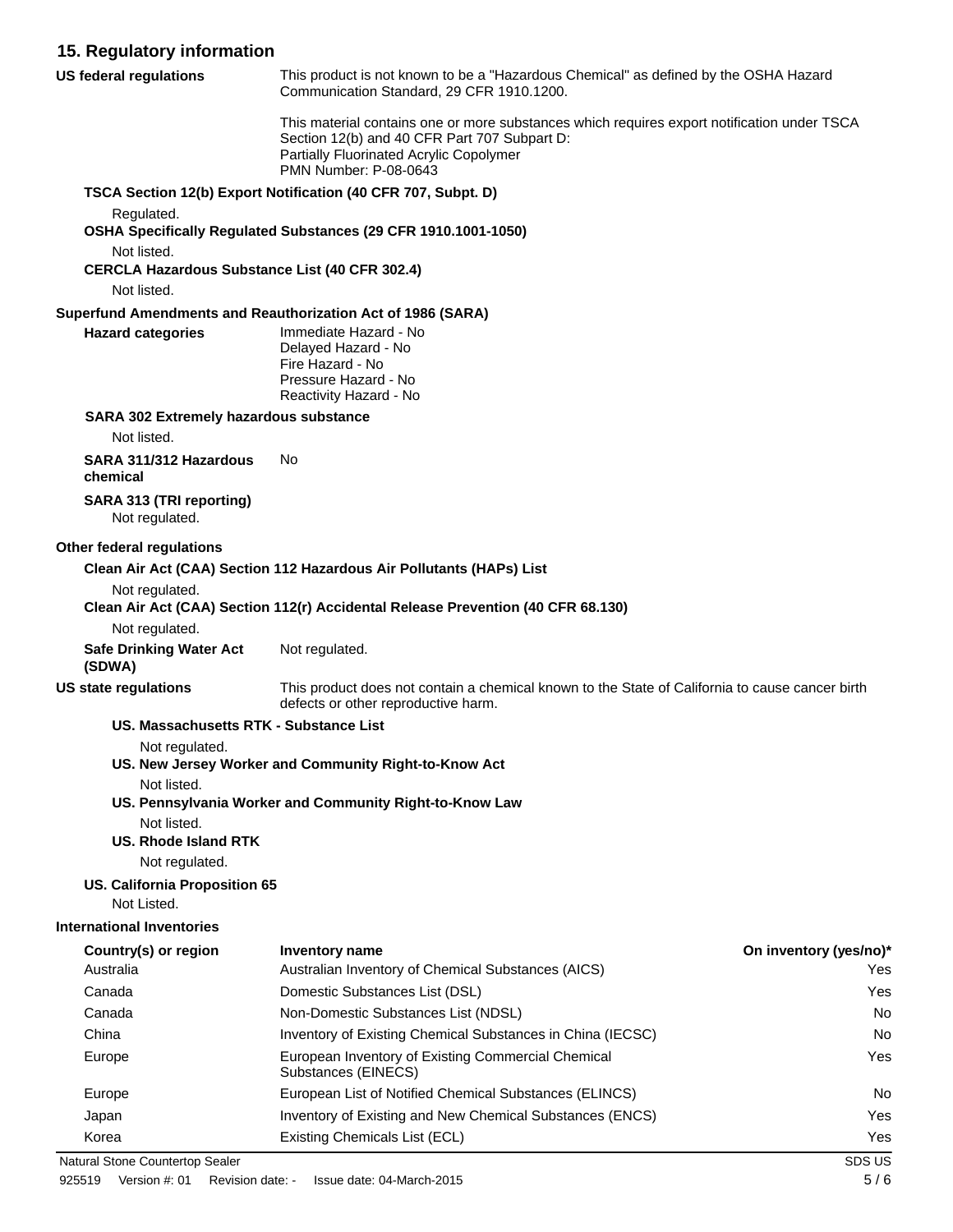## 15. Regulatory information

**US federal regulations**

This product is not known to be a "Hazardous Chemical" as defined by the OSHA Hazard Communication Standard, 29 CFR 1910.1200.

This material contains one or more substances which requires export notification under TSCA Section 12(b) and 40 CFR Part 707 Subpart D:
Partially Fluorinated Acrylic Copolymer
PMN Number: P-08-0643

**TSCA Section 12(b) Export Notification (40 CFR 707, Subpt. D)**

Regulated.

**OSHA Specifically Regulated Substances (29 CFR 1910.1001-1050)**

Not listed.

**CERCLA Hazardous Substance List (40 CFR 302.4)**

Not listed.

**Superfund Amendments and Reauthorization Act of 1986 (SARA)**

**Hazard categories**

Immediate Hazard - No
Delayed Hazard - No
Fire Hazard - No
Pressure Hazard - No
Reactivity Hazard - No

**SARA 302 Extremely hazardous substance**

Not listed.

**SARA 311/312 Hazardous chemical** No

**SARA 313 (TRI reporting)**

Not regulated.

**Other federal regulations**

**Clean Air Act (CAA) Section 112 Hazardous Air Pollutants (HAPs) List**

Not regulated.

**Clean Air Act (CAA) Section 112(r) Accidental Release Prevention (40 CFR 68.130)**

Not regulated.

**Safe Drinking Water Act (SDWA)** Not regulated.

**US state regulations**

This product does not contain a chemical known to the State of California to cause cancer birth defects or other reproductive harm.

**US. Massachusetts RTK - Substance List**

Not regulated.

**US. New Jersey Worker and Community Right-to-Know Act**

Not listed.

**US. Pennsylvania Worker and Community Right-to-Know Law**

Not listed.

**US. Rhode Island RTK**

Not regulated.

**US. California Proposition 65**

Not Listed.

**International Inventories**

| Country(s) or region | Inventory name | On inventory (yes/no)* |
|---|---|---|
| Australia | Australian Inventory of Chemical Substances (AICS) | Yes |
| Canada | Domestic Substances List (DSL) | Yes |
| Canada | Non-Domestic Substances List (NDSL) | No |
| China | Inventory of Existing Chemical Substances in China (IECSC) | No |
| Europe | European Inventory of Existing Commercial Chemical Substances (EINECS) | Yes |
| Europe | European List of Notified Chemical Substances (ELINCS) | No |
| Japan | Inventory of Existing and New Chemical Substances (ENCS) | Yes |
| Korea | Existing Chemicals List (ECL) | Yes |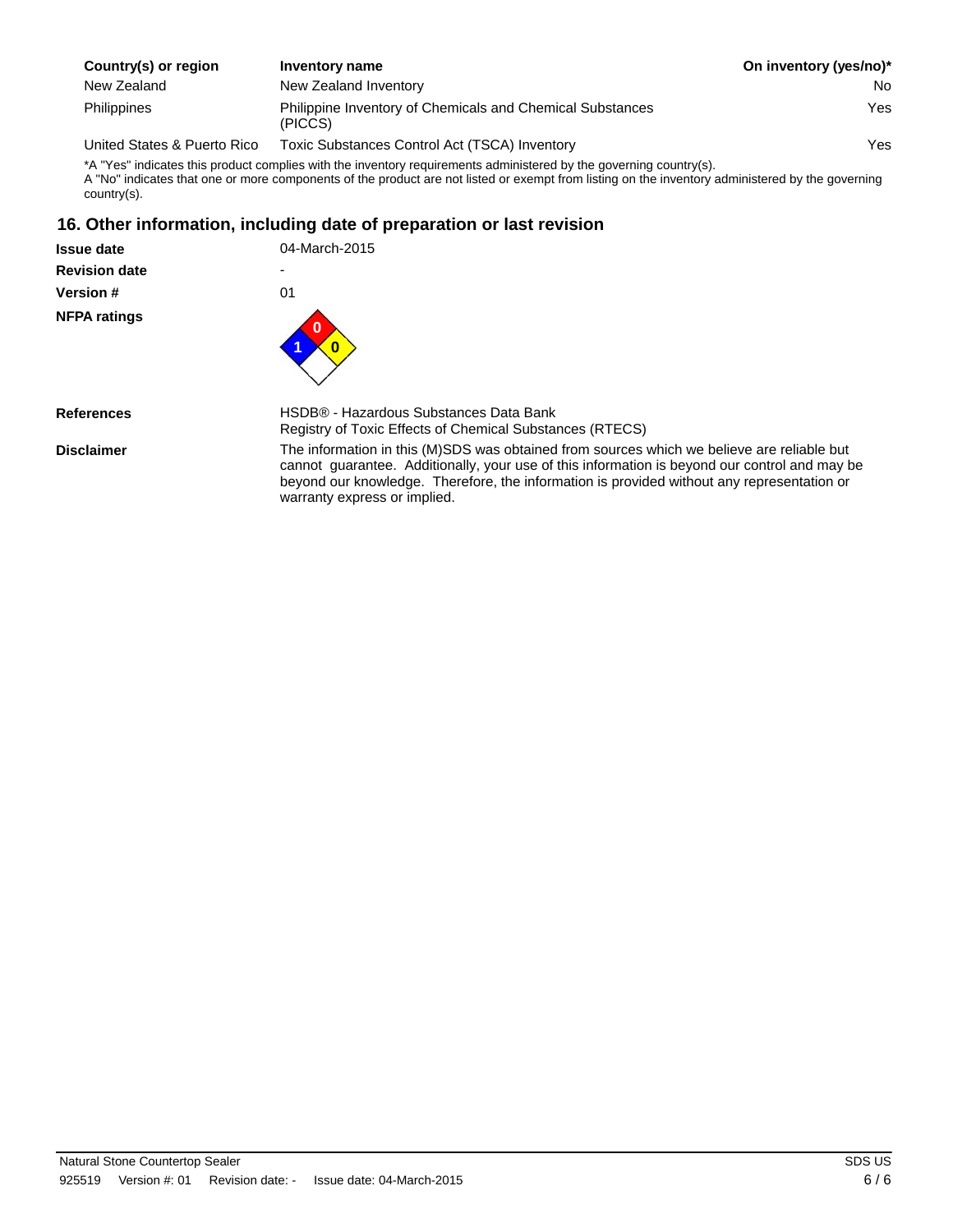| Country(s) or region | Inventory name | On inventory (yes/no)* |
|---|---|---|
| New Zealand | New Zealand Inventory | No |
| Philippines | Philippine Inventory of Chemicals and Chemical Substances (PICCS) | Yes |
| United States & Puerto Rico | Toxic Substances Control Act (TSCA) Inventory | Yes |

*A "Yes" indicates this product complies with the inventory requirements administered by the governing country(s).
A "No" indicates that one or more components of the product are not listed or exempt from listing on the inventory administered by the governing country(s).

## 16. Other information, including date of preparation or last revision

**Issue date** 04-March-2015

**Revision date** -

**Version #** 01

**NFPA ratings**

0
1 0

**References** HSDB® - Hazardous Substances Data Bank
Registry of Toxic Effects of Chemical Substances (RTECS)

**Disclaimer** The information in this (M)SDS was obtained from sources which we believe are reliable but cannot guarantee. Additionally, your use of this information is beyond our control and may be beyond our knowledge. Therefore, the information is provided without any representation or warranty express or implied.